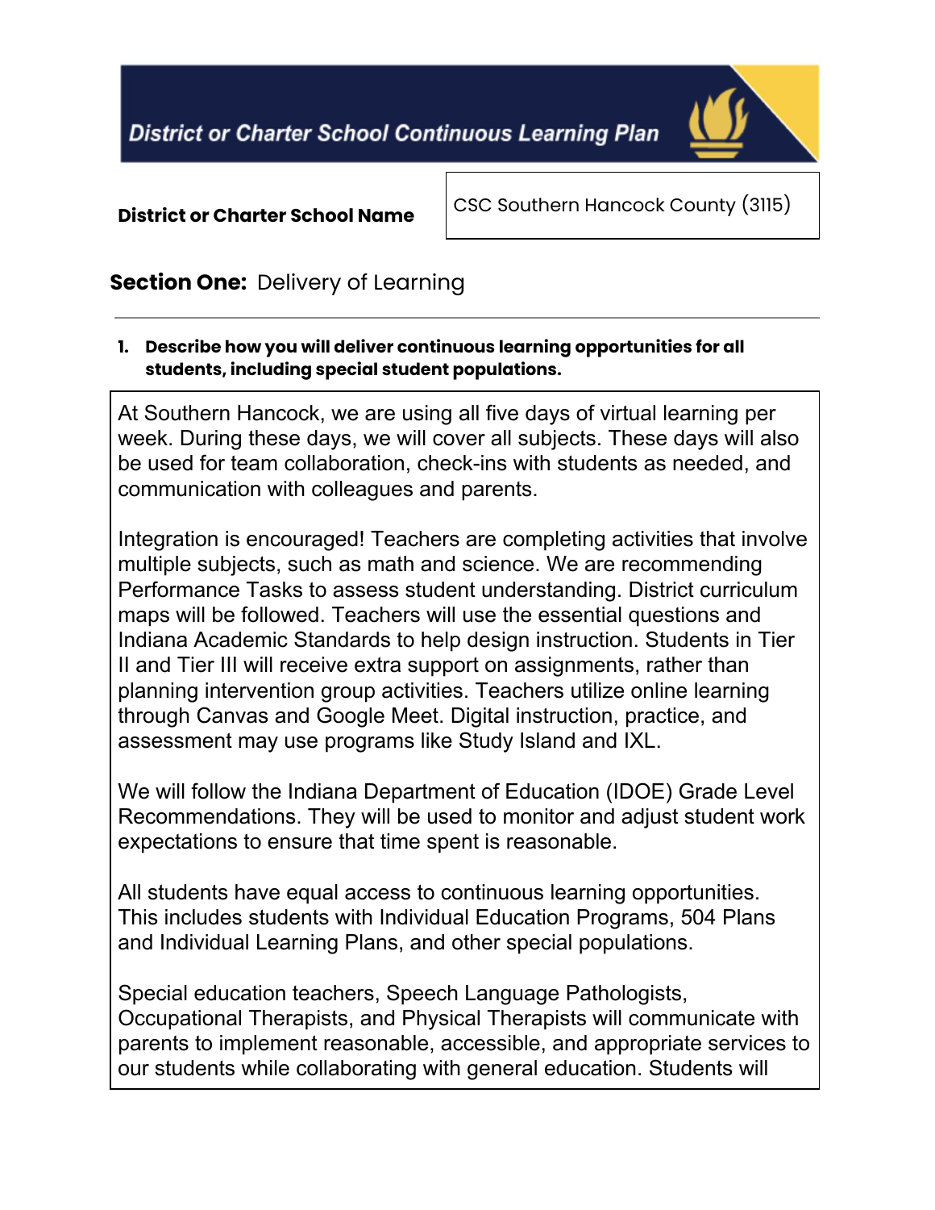# District or Charter School Continuous Learning Plan

| District or Charter School Name | CSC Southern Hancock County (3115) |
|---|---|

## Section One: Delivery of Learning

**1. Describe how you will deliver continuous learning opportunities for all students, including special student populations.**

At Southern Hancock, we are using all five days of virtual learning per week. During these days, we will cover all subjects. These days will also be used for team collaboration, check-ins with students as needed, and communication with colleagues and parents.

Integration is encouraged! Teachers are completing activities that involve multiple subjects, such as math and science. We are recommending Performance Tasks to assess student understanding. District curriculum maps will be followed. Teachers will use the essential questions and Indiana Academic Standards to help design instruction. Students in Tier II and Tier III will receive extra support on assignments, rather than planning intervention group activities. Teachers utilize online learning through Canvas and Google Meet. Digital instruction, practice, and assessment may use programs like Study Island and IXL.

We will follow the Indiana Department of Education (IDOE) Grade Level Recommendations. They will be used to monitor and adjust student work expectations to ensure that time spent is reasonable.

All students have equal access to continuous learning opportunities. This includes students with Individual Education Programs, 504 Plans and Individual Learning Plans, and other special populations.

Special education teachers, Speech Language Pathologists, Occupational Therapists, and Physical Therapists will communicate with parents to implement reasonable, accessible, and appropriate services to our students while collaborating with general education. Students will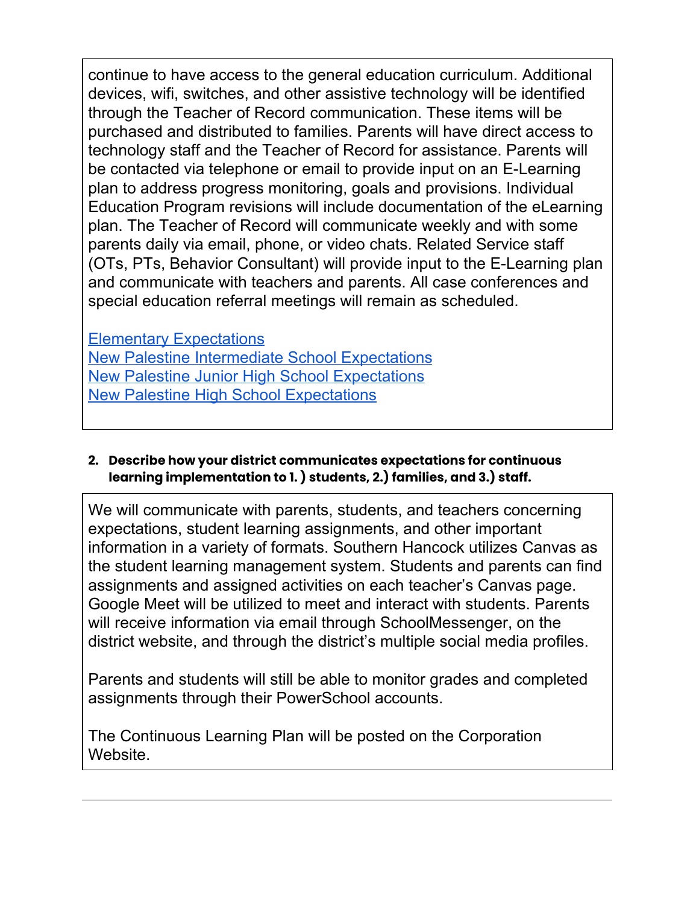continue to have access to the general education curriculum. Additional devices, wifi, switches, and other assistive technology will be identified through the Teacher of Record communication. These items will be purchased and distributed to families. Parents will have direct access to technology staff and the Teacher of Record for assistance. Parents will be contacted via telephone or email to provide input on an E-Learning plan to address progress monitoring, goals and provisions. Individual Education Program revisions will include documentation of the eLearning plan. The Teacher of Record will communicate weekly and with some parents daily via email, phone, or video chats. Related Service staff (OTs, PTs, Behavior Consultant) will provide input to the E-Learning plan and communicate with teachers and parents. All case conferences and special education referral meetings will remain as scheduled.

Elementary Expectations
New Palestine Intermediate School Expectations
New Palestine Junior High School Expectations
New Palestine High School Expectations

**2. Describe how your district communicates expectations for continuous learning implementation to 1. ) students, 2.) families, and 3.) staff.**

We will communicate with parents, students, and teachers concerning expectations, student learning assignments, and other important information in a variety of formats. Southern Hancock utilizes Canvas as the student learning management system. Students and parents can find assignments and assigned activities on each teacher's Canvas page. Google Meet will be utilized to meet and interact with students. Parents will receive information via email through SchoolMessenger, on the district website, and through the district's multiple social media profiles.

Parents and students will still be able to monitor grades and completed assignments through their PowerSchool accounts.

The Continuous Learning Plan will be posted on the Corporation Website.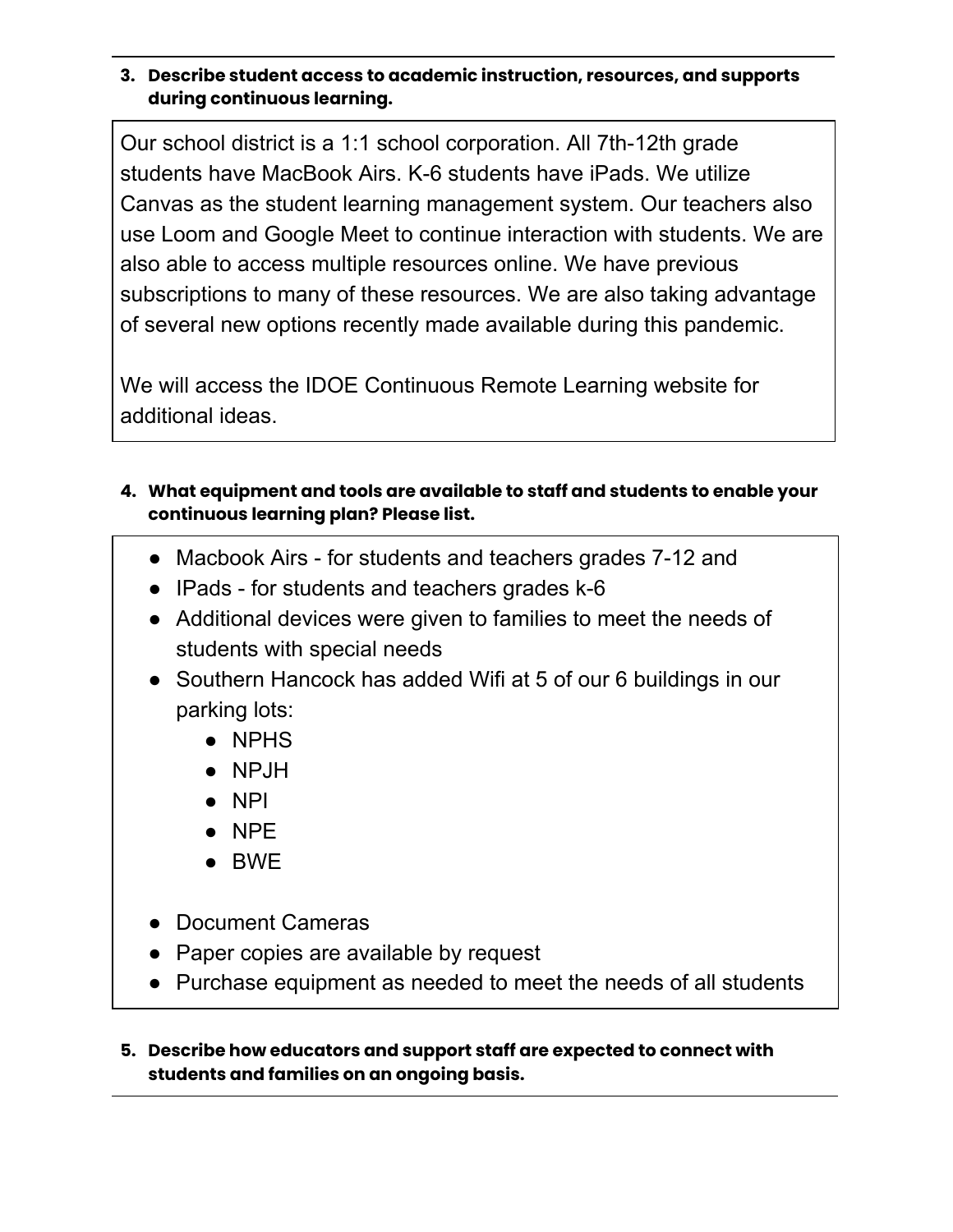3. **Describe student access to academic instruction, resources, and supports during continuous learning.**

Our school district is a 1:1 school corporation. All 7th-12th grade students have MacBook Airs. K-6 students have iPads. We utilize Canvas as the student learning management system. Our teachers also use Loom and Google Meet to continue interaction with students. We are also able to access multiple resources online. We have previous subscriptions to many of these resources. We are also taking advantage of several new options recently made available during this pandemic.

We will access the IDOE Continuous Remote Learning website for additional ideas.

4. **What equipment and tools are available to staff and students to enable your continuous learning plan? Please list.**

- Macbook Airs - for students and teachers grades 7-12 and
- IPads - for students and teachers grades k-6
- Additional devices were given to families to meet the needs of students with special needs
- Southern Hancock has added Wifi at 5 of our 6 buildings in our parking lots:
    - NPHS
    - NPJH
    - NPI
    - NPE
    - BWE
- Document Cameras
- Paper copies are available by request
- Purchase equipment as needed to meet the needs of all students

5. **Describe how educators and support staff are expected to connect with students and families on an ongoing basis.**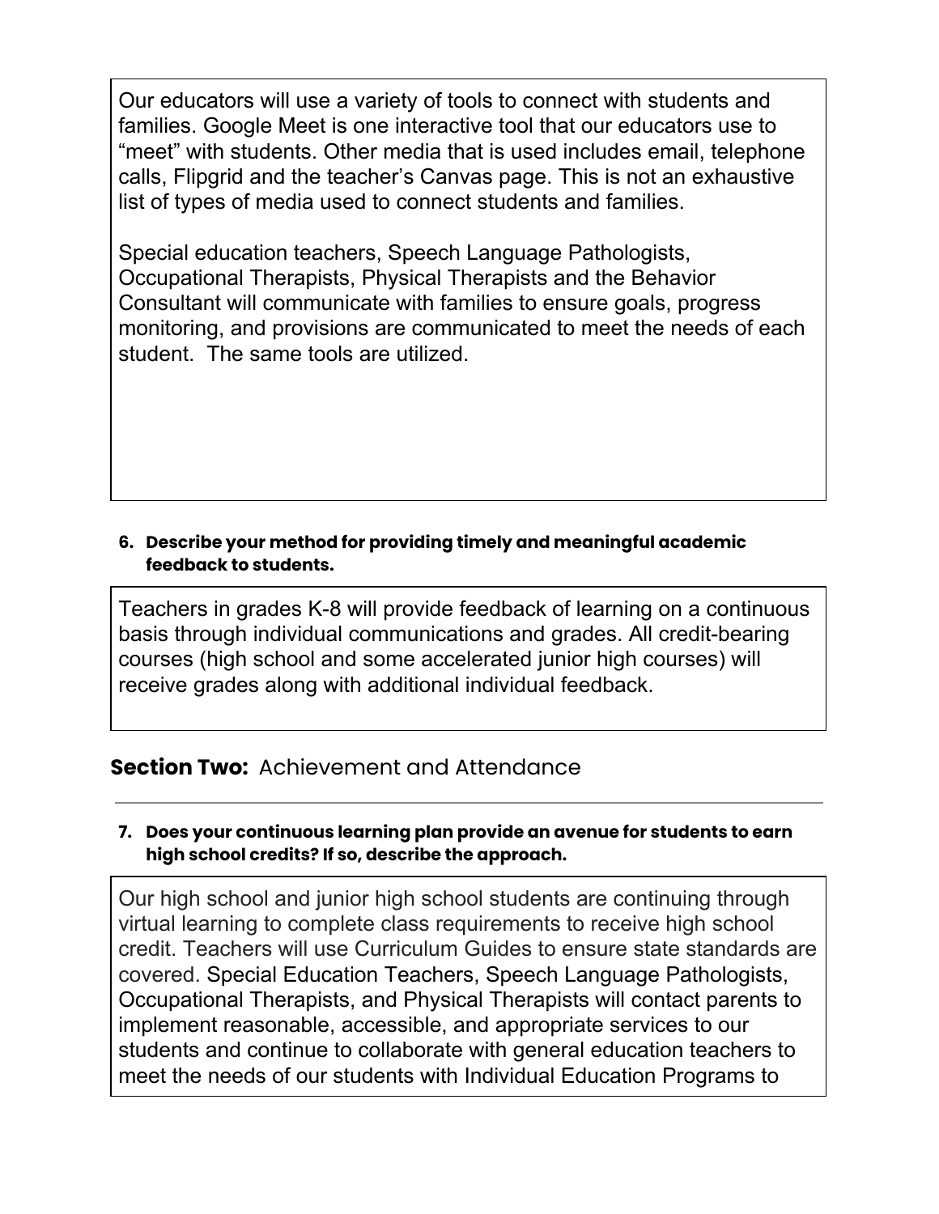Our educators will use a variety of tools to connect with students and families. Google Meet is one interactive tool that our educators use to "meet" with students. Other media that is used includes email, telephone calls, Flipgrid and the teacher's Canvas page. This is not an exhaustive list of types of media used to connect students and families.

Special education teachers, Speech Language Pathologists, Occupational Therapists, Physical Therapists and the Behavior Consultant will communicate with families to ensure goals, progress monitoring, and provisions are communicated to meet the needs of each student. The same tools are utilized.

**6. Describe your method for providing timely and meaningful academic feedback to students.**

Teachers in grades K-8 will provide feedback of learning on a continuous basis through individual communications and grades. All credit-bearing courses (high school and some accelerated junior high courses) will receive grades along with additional individual feedback.

## **Section Two:** Achievement and Attendance

**7. Does your continuous learning plan provide an avenue for students to earn high school credits? If so, describe the approach.**

Our high school and junior high school students are continuing through virtual learning to complete class requirements to receive high school credit. Teachers will use Curriculum Guides to ensure state standards are covered. Special Education Teachers, Speech Language Pathologists, Occupational Therapists, and Physical Therapists will contact parents to implement reasonable, accessible, and appropriate services to our students and continue to collaborate with general education teachers to meet the needs of our students with Individual Education Programs to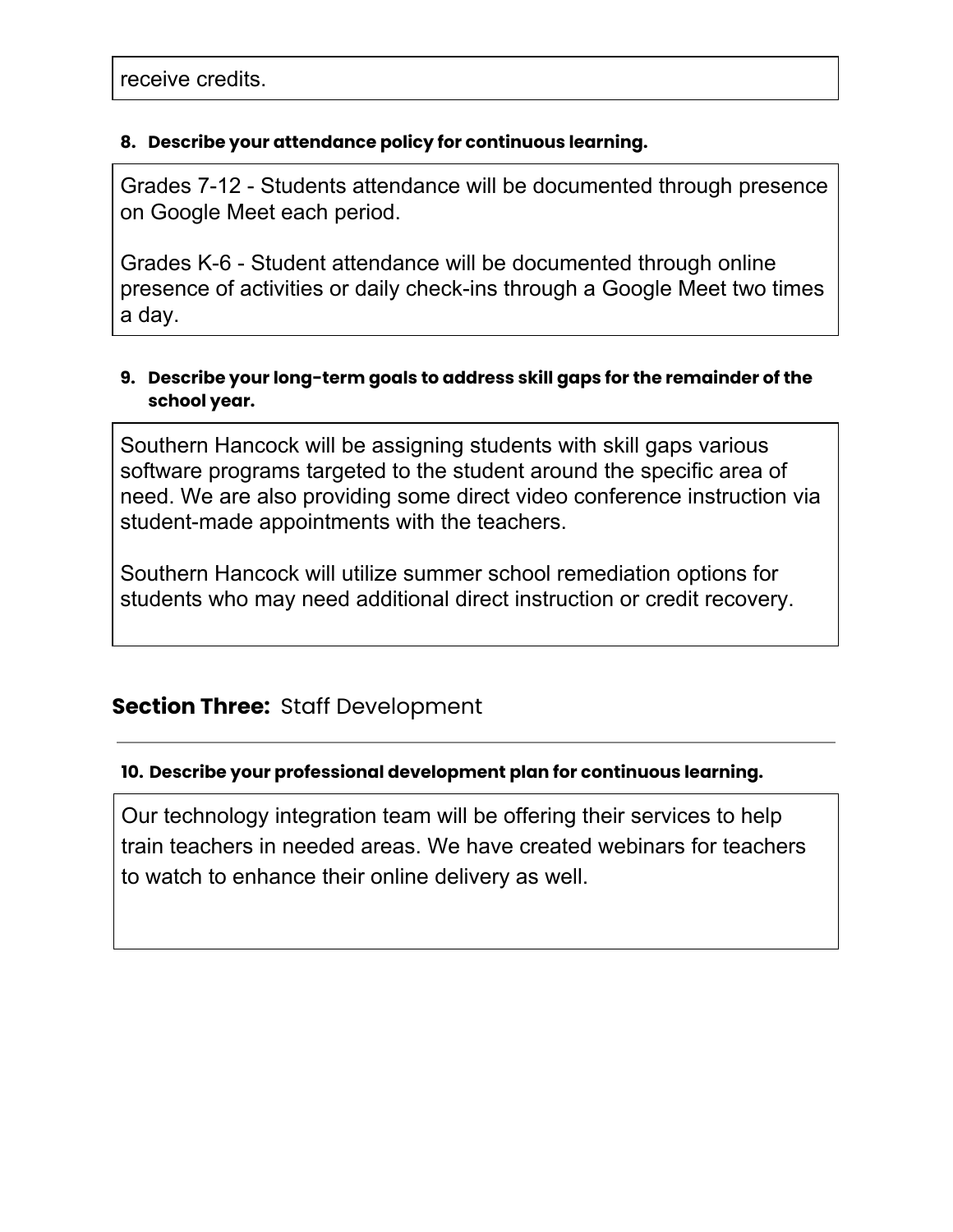receive credits.

**8. Describe your attendance policy for continuous learning.**

Grades 7-12 - Students attendance will be documented through presence on Google Meet each period.

Grades K-6 - Student attendance will be documented through online presence of activities or daily check-ins through a Google Meet two times a day.

**9. Describe your long-term goals to address skill gaps for the remainder of the school year.**

Southern Hancock will be assigning students with skill gaps various software programs targeted to the student around the specific area of need. We are also providing some direct video conference instruction via student-made appointments with the teachers.

Southern Hancock will utilize summer school remediation options for students who may need additional direct instruction or credit recovery.

## **Section Three:** Staff Development

**10. Describe your professional development plan for continuous learning.**

Our technology integration team will be offering their services to help train teachers in needed areas. We have created webinars for teachers to watch to enhance their online delivery as well.